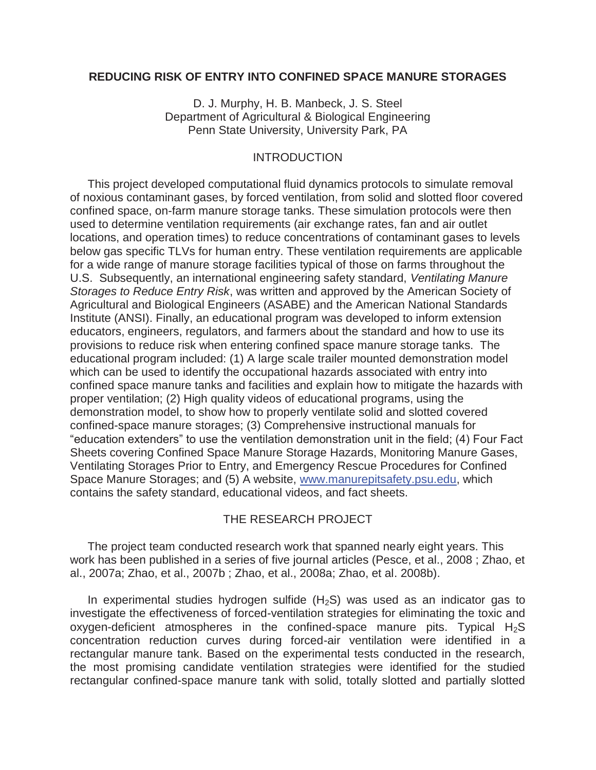# REDUCING RISK OF ENTRY INTO CONFINED SPACE MANURE STORAGES

D. J. Murphy, H. B. Manbeck, J. S. Steel
Department of Agricultural & Biological Engineering
Penn State University, University Park, PA

## INTRODUCTION

This project developed computational fluid dynamics protocols to simulate removal of noxious contaminant gases, by forced ventilation, from solid and slotted floor covered confined space, on-farm manure storage tanks. These simulation protocols were then used to determine ventilation requirements (air exchange rates, fan and air outlet locations, and operation times) to reduce concentrations of contaminant gases to levels below gas specific TLVs for human entry. These ventilation requirements are applicable for a wide range of manure storage facilities typical of those on farms throughout the U.S. Subsequently, an international engineering safety standard, *Ventilating Manure Storages to Reduce Entry Risk*, was written and approved by the American Society of Agricultural and Biological Engineers (ASABE) and the American National Standards Institute (ANSI). Finally, an educational program was developed to inform extension educators, engineers, regulators, and farmers about the standard and how to use its provisions to reduce risk when entering confined space manure storage tanks. The educational program included: (1) A large scale trailer mounted demonstration model which can be used to identify the occupational hazards associated with entry into confined space manure tanks and facilities and explain how to mitigate the hazards with proper ventilation; (2) High quality videos of educational programs, using the demonstration model, to show how to properly ventilate solid and slotted covered confined-space manure storages; (3) Comprehensive instructional manuals for "education extenders" to use the ventilation demonstration unit in the field; (4) Four Fact Sheets covering Confined Space Manure Storage Hazards, Monitoring Manure Gases, Ventilating Storages Prior to Entry, and Emergency Rescue Procedures for Confined Space Manure Storages; and (5) A website, www.manurepitsafety.psu.edu, which contains the safety standard, educational videos, and fact sheets.

## THE RESEARCH PROJECT

The project team conducted research work that spanned nearly eight years. This work has been published in a series of five journal articles (Pesce, et al., 2008 ; Zhao, et al., 2007a; Zhao, et al., 2007b ; Zhao, et al., 2008a; Zhao, et al. 2008b).

In experimental studies hydrogen sulfide ($H_2S$) was used as an indicator gas to investigate the effectiveness of forced-ventilation strategies for eliminating the toxic and oxygen-deficient atmospheres in the confined-space manure pits. Typical $H_2S$ concentration reduction curves during forced-air ventilation were identified in a rectangular manure tank. Based on the experimental tests conducted in the research, the most promising candidate ventilation strategies were identified for the studied rectangular confined-space manure tank with solid, totally slotted and partially slotted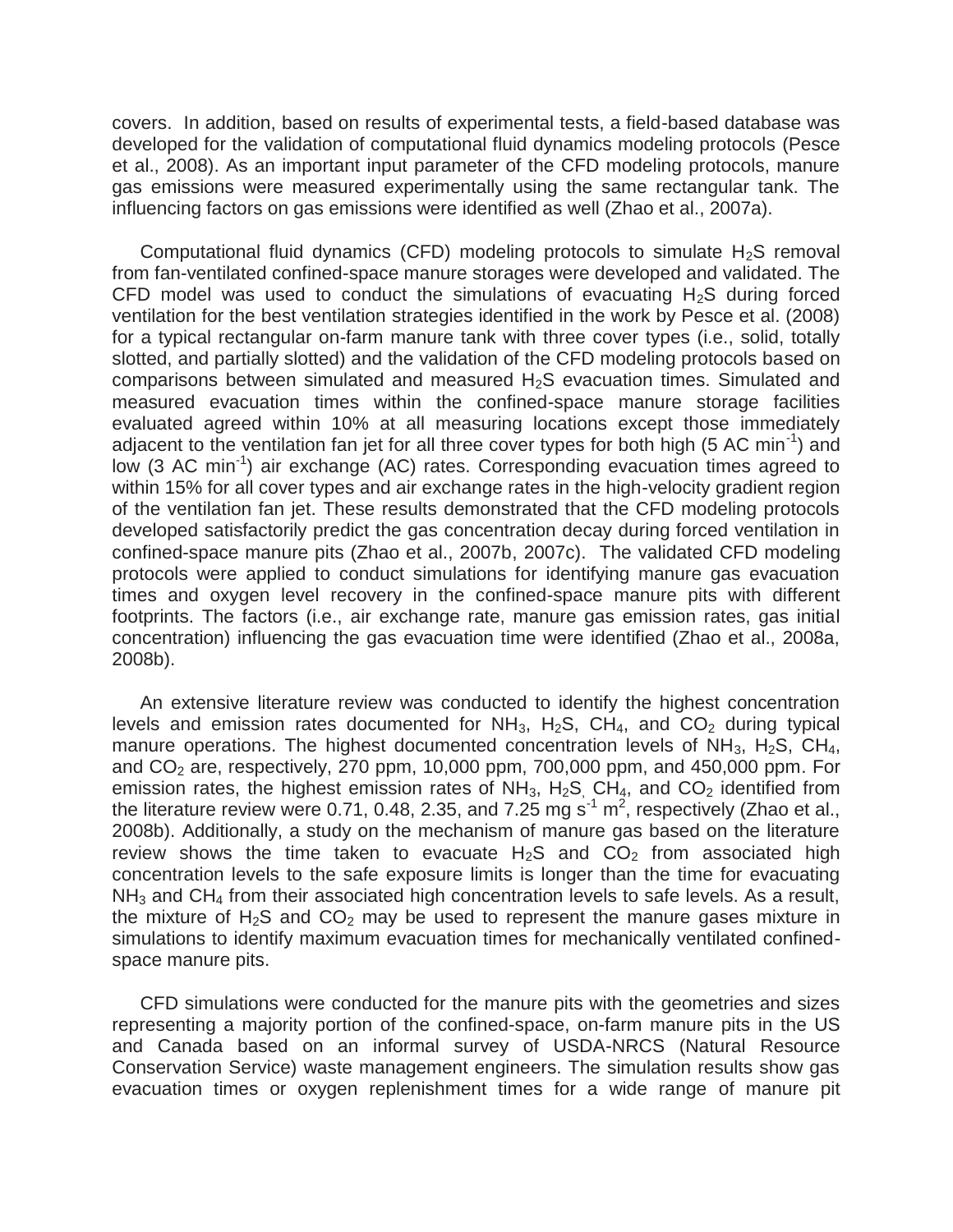covers. In addition, based on results of experimental tests, a field-based database was developed for the validation of computational fluid dynamics modeling protocols (Pesce et al., 2008). As an important input parameter of the CFD modeling protocols, manure gas emissions were measured experimentally using the same rectangular tank. The influencing factors on gas emissions were identified as well (Zhao et al., 2007a).

Computational fluid dynamics (CFD) modeling protocols to simulate $H_2S$ removal from fan-ventilated confined-space manure storages were developed and validated. The CFD model was used to conduct the simulations of evacuating $H_2S$ during forced ventilation for the best ventilation strategies identified in the work by Pesce et al. (2008) for a typical rectangular on-farm manure tank with three cover types (i.e., solid, totally slotted, and partially slotted) and the validation of the CFD modeling protocols based on comparisons between simulated and measured $H_2S$ evacuation times. Simulated and measured evacuation times within the confined-space manure storage facilities evaluated agreed within 10% at all measuring locations except those immediately adjacent to the ventilation fan jet for all three cover types for both high (5 AC $min^{-1}$) and low (3 AC $min^{-1}$) air exchange (AC) rates. Corresponding evacuation times agreed to within 15% for all cover types and air exchange rates in the high-velocity gradient region of the ventilation fan jet. These results demonstrated that the CFD modeling protocols developed satisfactorily predict the gas concentration decay during forced ventilation in confined-space manure pits (Zhao et al., 2007b, 2007c). The validated CFD modeling protocols were applied to conduct simulations for identifying manure gas evacuation times and oxygen level recovery in the confined-space manure pits with different footprints. The factors (i.e., air exchange rate, manure gas emission rates, gas initial concentration) influencing the gas evacuation time were identified (Zhao et al., 2008a, 2008b).

An extensive literature review was conducted to identify the highest concentration levels and emission rates documented for $NH_3$, $H_2S$, $CH_4$, and $CO_2$ during typical manure operations. The highest documented concentration levels of $NH_3$, $H_2S$, $CH_4$, and $CO_2$ are, respectively, 270 ppm, 10,000 ppm, 700,000 ppm, and 450,000 ppm. For emission rates, the highest emission rates of $NH_3$, $H_2S$, $CH_4$, and $CO_2$ identified from the literature review were 0.71, 0.48, 2.35, and 7.25 mg $s^{-1}$ $m^2$, respectively (Zhao et al., 2008b). Additionally, a study on the mechanism of manure gas based on the literature review shows the time taken to evacuate $H_2S$ and $CO_2$ from associated high concentration levels to the safe exposure limits is longer than the time for evacuating $NH_3$ and $CH_4$ from their associated high concentration levels to safe levels. As a result, the mixture of $H_2S$ and $CO_2$ may be used to represent the manure gases mixture in simulations to identify maximum evacuation times for mechanically ventilated confined-space manure pits.

CFD simulations were conducted for the manure pits with the geometries and sizes representing a majority portion of the confined-space, on-farm manure pits in the US and Canada based on an informal survey of USDA-NRCS (Natural Resource Conservation Service) waste management engineers. The simulation results show gas evacuation times or oxygen replenishment times for a wide range of manure pit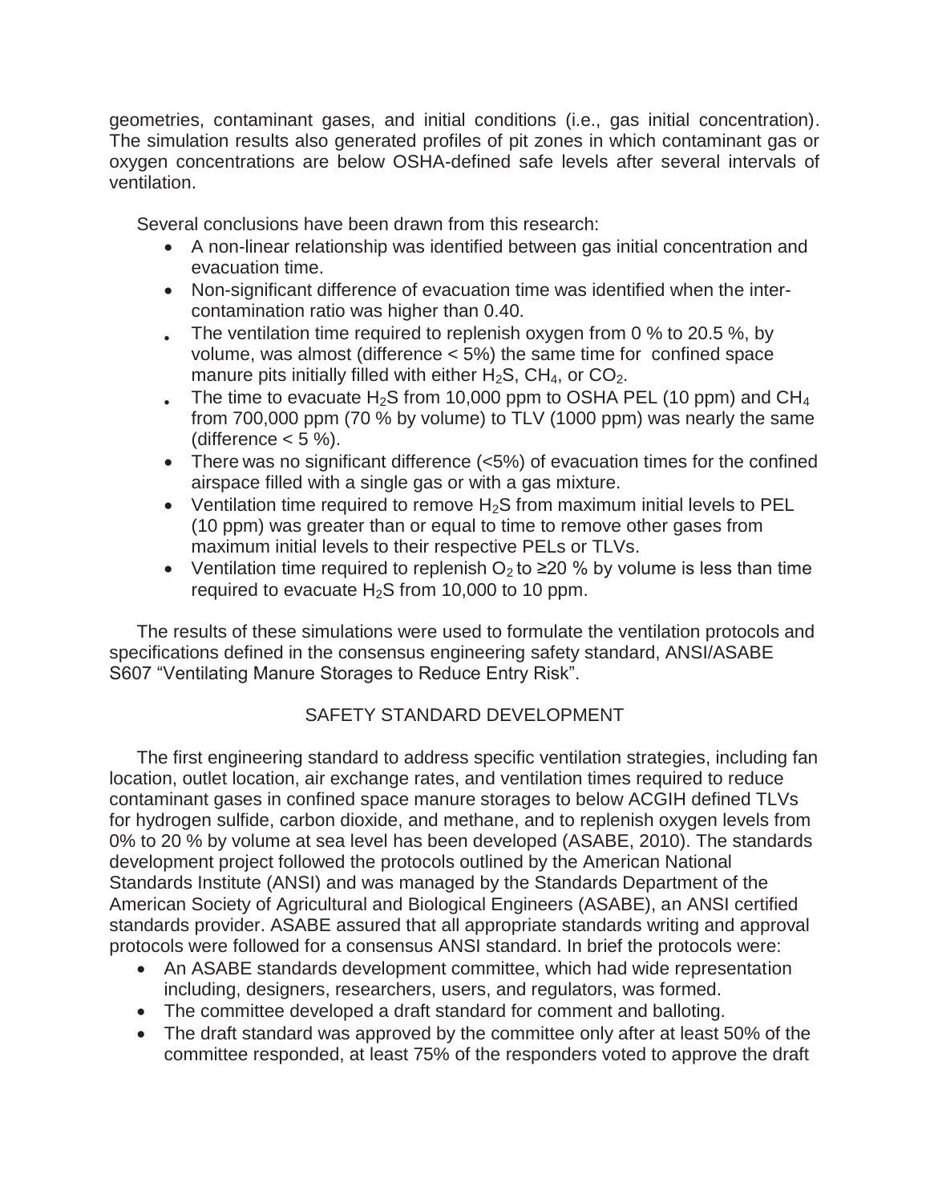geometries, contaminant gases, and initial conditions (i.e., gas initial concentration). The simulation results also generated profiles of pit zones in which contaminant gas or oxygen concentrations are below OSHA-defined safe levels after several intervals of ventilation.

Several conclusions have been drawn from this research:

- A non-linear relationship was identified between gas initial concentration and evacuation time.
- Non-significant difference of evacuation time was identified when the inter-contamination ratio was higher than 0.40.
- The ventilation time required to replenish oxygen from 0 % to 20.5 %, by volume, was almost (difference < 5%) the same time for confined space manure pits initially filled with either $H_2S$, $CH_4$, or $CO_2$.
- The time to evacuate $H_2S$ from 10,000 ppm to OSHA PEL (10 ppm) and $CH_4$ from 700,000 ppm (70 % by volume) to TLV (1000 ppm) was nearly the same (difference < 5 %).
- There was no significant difference (<5%) of evacuation times for the confined airspace filled with a single gas or with a gas mixture.
- Ventilation time required to remove $H_2S$ from maximum initial levels to PEL (10 ppm) was greater than or equal to time to remove other gases from maximum initial levels to their respective PELs or TLVs.
- Ventilation time required to replenish $O_2$ to ≥20 % by volume is less than time required to evacuate $H_2S$ from 10,000 to 10 ppm.

The results of these simulations were used to formulate the ventilation protocols and specifications defined in the consensus engineering safety standard, ANSI/ASABE S607 "Ventilating Manure Storages to Reduce Entry Risk".

## SAFETY STANDARD DEVELOPMENT

The first engineering standard to address specific ventilation strategies, including fan location, outlet location, air exchange rates, and ventilation times required to reduce contaminant gases in confined space manure storages to below ACGIH defined TLVs for hydrogen sulfide, carbon dioxide, and methane, and to replenish oxygen levels from 0% to 20 % by volume at sea level has been developed (ASABE, 2010). The standards development project followed the protocols outlined by the American National Standards Institute (ANSI) and was managed by the Standards Department of the American Society of Agricultural and Biological Engineers (ASABE), an ANSI certified standards provider. ASABE assured that all appropriate standards writing and approval protocols were followed for a consensus ANSI standard. In brief the protocols were:

- An ASABE standards development committee, which had wide representation including, designers, researchers, users, and regulators, was formed.
- The committee developed a draft standard for comment and balloting.
- The draft standard was approved by the committee only after at least 50% of the committee responded, at least 75% of the responders voted to approve the draft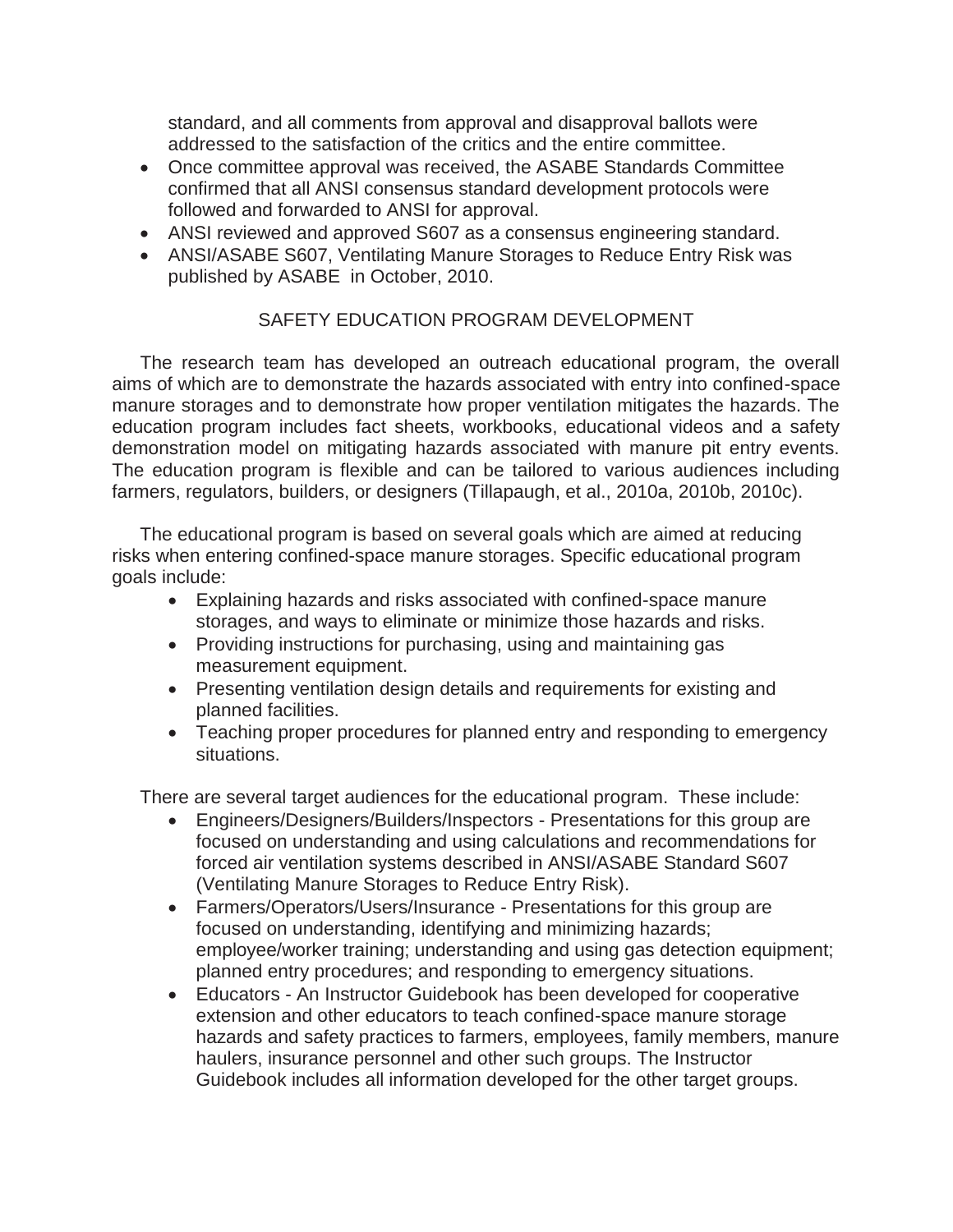standard, and all comments from approval and disapproval ballots were addressed to the satisfaction of the critics and the entire committee.

- Once committee approval was received, the ASABE Standards Committee confirmed that all ANSI consensus standard development protocols were followed and forwarded to ANSI for approval.
- ANSI reviewed and approved S607 as a consensus engineering standard.
- ANSI/ASABE S607, Ventilating Manure Storages to Reduce Entry Risk was published by ASABE in October, 2010.

## SAFETY EDUCATION PROGRAM DEVELOPMENT

The research team has developed an outreach educational program, the overall aims of which are to demonstrate the hazards associated with entry into confined-space manure storages and to demonstrate how proper ventilation mitigates the hazards. The education program includes fact sheets, workbooks, educational videos and a safety demonstration model on mitigating hazards associated with manure pit entry events. The education program is flexible and can be tailored to various audiences including farmers, regulators, builders, or designers (Tillapaugh, et al., 2010a, 2010b, 2010c).

The educational program is based on several goals which are aimed at reducing risks when entering confined-space manure storages. Specific educational program goals include:

- Explaining hazards and risks associated with confined-space manure storages, and ways to eliminate or minimize those hazards and risks.
- Providing instructions for purchasing, using and maintaining gas measurement equipment.
- Presenting ventilation design details and requirements for existing and planned facilities.
- Teaching proper procedures for planned entry and responding to emergency situations.

There are several target audiences for the educational program. These include:

- Engineers/Designers/Builders/Inspectors - Presentations for this group are focused on understanding and using calculations and recommendations for forced air ventilation systems described in ANSI/ASABE Standard S607 (Ventilating Manure Storages to Reduce Entry Risk).
- Farmers/Operators/Users/Insurance - Presentations for this group are focused on understanding, identifying and minimizing hazards; employee/worker training; understanding and using gas detection equipment; planned entry procedures; and responding to emergency situations.
- Educators - An Instructor Guidebook has been developed for cooperative extension and other educators to teach confined-space manure storage hazards and safety practices to farmers, employees, family members, manure haulers, insurance personnel and other such groups. The Instructor Guidebook includes all information developed for the other target groups.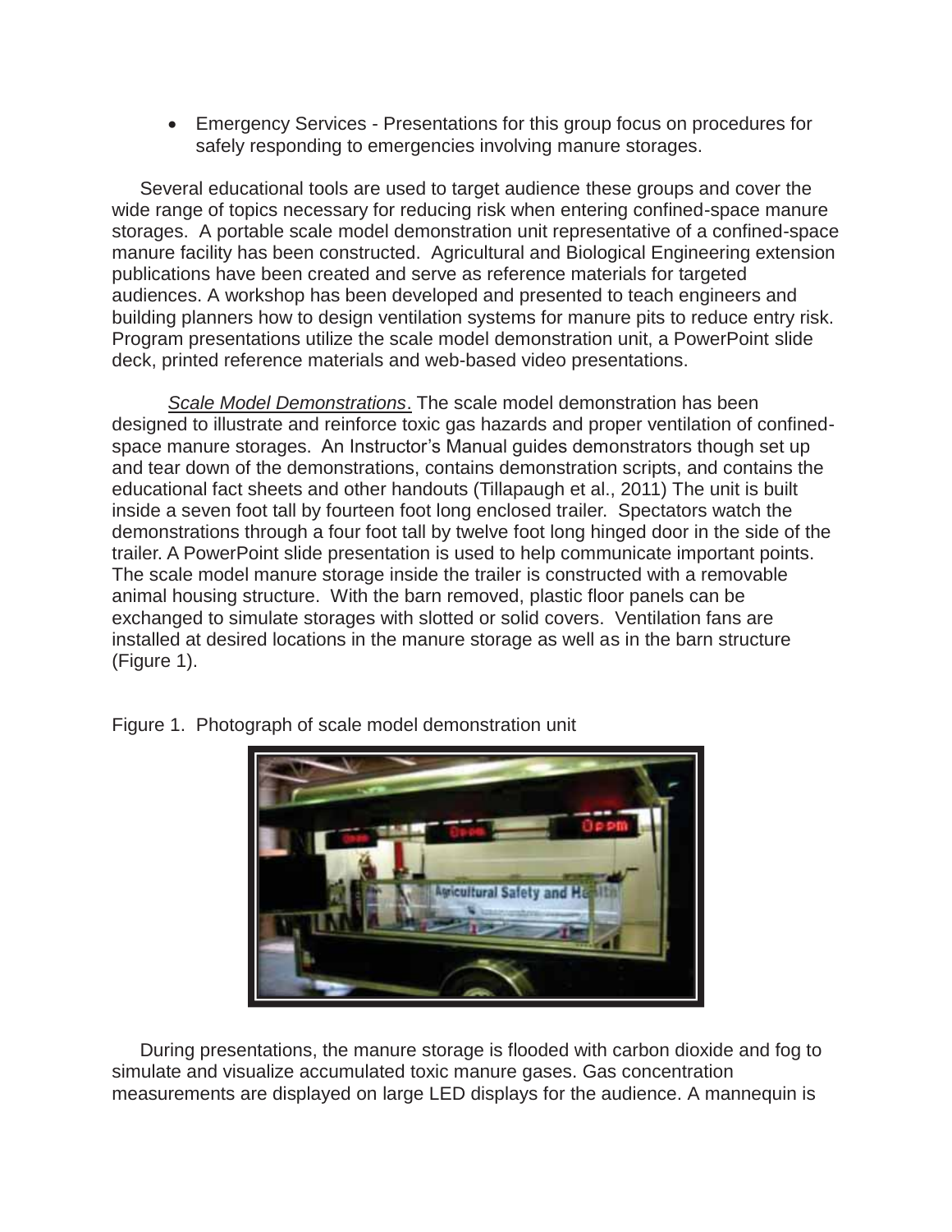- Emergency Services - Presentations for this group focus on procedures for safely responding to emergencies involving manure storages.

Several educational tools are used to target audience these groups and cover the wide range of topics necessary for reducing risk when entering confined-space manure storages. A portable scale model demonstration unit representative of a confined-space manure facility has been constructed. Agricultural and Biological Engineering extension publications have been created and serve as reference materials for targeted audiences. A workshop has been developed and presented to teach engineers and building planners how to design ventilation systems for manure pits to reduce entry risk. Program presentations utilize the scale model demonstration unit, a PowerPoint slide deck, printed reference materials and web-based video presentations.

*Scale Model Demonstrations*. The scale model demonstration has been designed to illustrate and reinforce toxic gas hazards and proper ventilation of confined-space manure storages. An Instructor's Manual guides demonstrators though set up and tear down of the demonstrations, contains demonstration scripts, and contains the educational fact sheets and other handouts (Tillapaugh et al., 2011) The unit is built inside a seven foot tall by fourteen foot long enclosed trailer. Spectators watch the demonstrations through a four foot tall by twelve foot long hinged door in the side of the trailer. A PowerPoint slide presentation is used to help communicate important points. The scale model manure storage inside the trailer is constructed with a removable animal housing structure. With the barn removed, plastic floor panels can be exchanged to simulate storages with slotted or solid covers. Ventilation fans are installed at desired locations in the manure storage as well as in the barn structure (Figure 1).

Figure 1. Photograph of scale model demonstration unit

During presentations, the manure storage is flooded with carbon dioxide and fog to simulate and visualize accumulated toxic manure gases. Gas concentration measurements are displayed on large LED displays for the audience. A mannequin is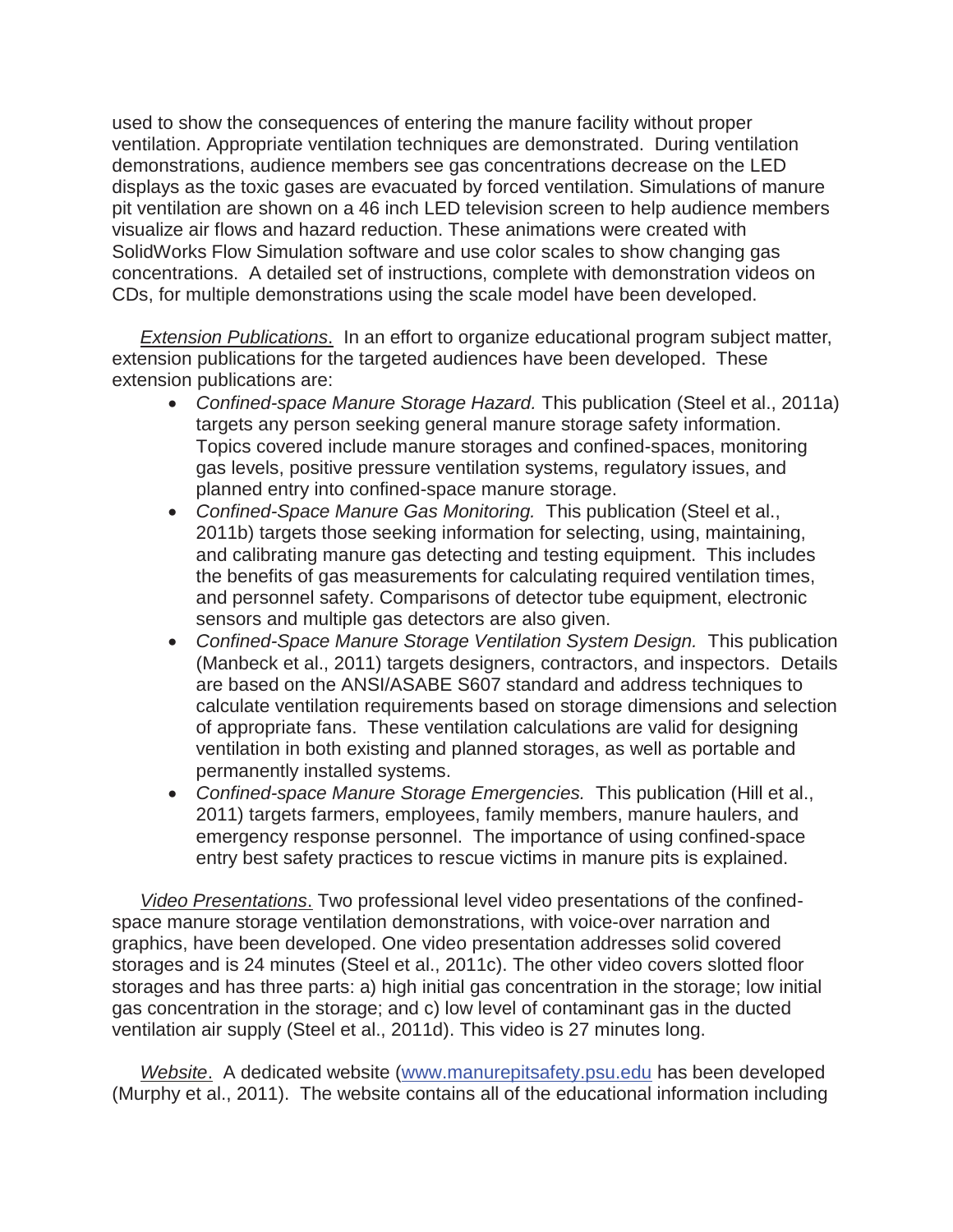used to show the consequences of entering the manure facility without proper ventilation. Appropriate ventilation techniques are demonstrated. During ventilation demonstrations, audience members see gas concentrations decrease on the LED displays as the toxic gases are evacuated by forced ventilation. Simulations of manure pit ventilation are shown on a 46 inch LED television screen to help audience members visualize air flows and hazard reduction. These animations were created with SolidWorks Flow Simulation software and use color scales to show changing gas concentrations. A detailed set of instructions, complete with demonstration videos on CDs, for multiple demonstrations using the scale model have been developed.

*Extension Publications*. In an effort to organize educational program subject matter, extension publications for the targeted audiences have been developed. These extension publications are:

- *Confined-space Manure Storage Hazard.* This publication (Steel et al., 2011a) targets any person seeking general manure storage safety information. Topics covered include manure storages and confined-spaces, monitoring gas levels, positive pressure ventilation systems, regulatory issues, and planned entry into confined-space manure storage.
- *Confined-Space Manure Gas Monitoring.* This publication (Steel et al., 2011b) targets those seeking information for selecting, using, maintaining, and calibrating manure gas detecting and testing equipment. This includes the benefits of gas measurements for calculating required ventilation times, and personnel safety. Comparisons of detector tube equipment, electronic sensors and multiple gas detectors are also given.
- *Confined-Space Manure Storage Ventilation System Design.* This publication (Manbeck et al., 2011) targets designers, contractors, and inspectors. Details are based on the ANSI/ASABE S607 standard and address techniques to calculate ventilation requirements based on storage dimensions and selection of appropriate fans. These ventilation calculations are valid for designing ventilation in both existing and planned storages, as well as portable and permanently installed systems.
- *Confined-space Manure Storage Emergencies.* This publication (Hill et al., 2011) targets farmers, employees, family members, manure haulers, and emergency response personnel. The importance of using confined-space entry best safety practices to rescue victims in manure pits is explained.

*Video Presentations*. Two professional level video presentations of the confined-space manure storage ventilation demonstrations, with voice-over narration and graphics, have been developed. One video presentation addresses solid covered storages and is 24 minutes (Steel et al., 2011c). The other video covers slotted floor storages and has three parts: a) high initial gas concentration in the storage; low initial gas concentration in the storage; and c) low level of contaminant gas in the ducted ventilation air supply (Steel et al., 2011d). This video is 27 minutes long.

*Website*. A dedicated website (www.manurepitsafety.psu.edu has been developed (Murphy et al., 2011). The website contains all of the educational information including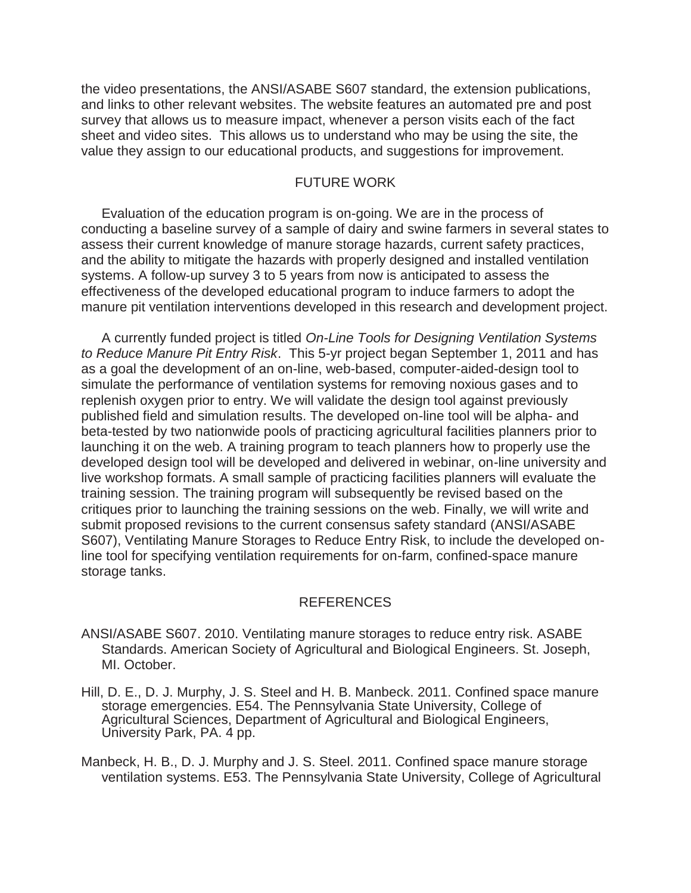the video presentations, the ANSI/ASABE S607 standard, the extension publications, and links to other relevant websites. The website features an automated pre and post survey that allows us to measure impact, whenever a person visits each of the fact sheet and video sites. This allows us to understand who may be using the site, the value they assign to our educational products, and suggestions for improvement.

## FUTURE WORK

Evaluation of the education program is on-going. We are in the process of conducting a baseline survey of a sample of dairy and swine farmers in several states to assess their current knowledge of manure storage hazards, current safety practices, and the ability to mitigate the hazards with properly designed and installed ventilation systems. A follow-up survey 3 to 5 years from now is anticipated to assess the effectiveness of the developed educational program to induce farmers to adopt the manure pit ventilation interventions developed in this research and development project.

A currently funded project is titled *On-Line Tools for Designing Ventilation Systems to Reduce Manure Pit Entry Risk*. This 5-yr project began September 1, 2011 and has as a goal the development of an on-line, web-based, computer-aided-design tool to simulate the performance of ventilation systems for removing noxious gases and to replenish oxygen prior to entry. We will validate the design tool against previously published field and simulation results. The developed on-line tool will be alpha- and beta-tested by two nationwide pools of practicing agricultural facilities planners prior to launching it on the web. A training program to teach planners how to properly use the developed design tool will be developed and delivered in webinar, on-line university and live workshop formats. A small sample of practicing facilities planners will evaluate the training session. The training program will subsequently be revised based on the critiques prior to launching the training sessions on the web. Finally, we will write and submit proposed revisions to the current consensus safety standard (ANSI/ASABE S607), Ventilating Manure Storages to Reduce Entry Risk, to include the developed on-line tool for specifying ventilation requirements for on-farm, confined-space manure storage tanks.

## REFERENCES

ANSI/ASABE S607. 2010. Ventilating manure storages to reduce entry risk. ASABE Standards. American Society of Agricultural and Biological Engineers. St. Joseph, MI. October.

Hill, D. E., D. J. Murphy, J. S. Steel and H. B. Manbeck. 2011. Confined space manure storage emergencies. E54. The Pennsylvania State University, College of Agricultural Sciences, Department of Agricultural and Biological Engineers, University Park, PA. 4 pp.

Manbeck, H. B., D. J. Murphy and J. S. Steel. 2011. Confined space manure storage ventilation systems. E53. The Pennsylvania State University, College of Agricultural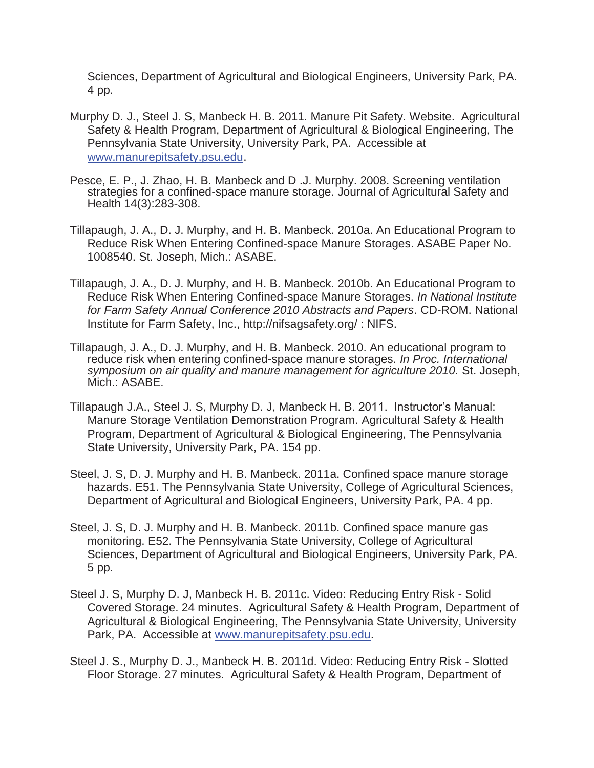Sciences, Department of Agricultural and Biological Engineers, University Park, PA. 4 pp.

Murphy D. J., Steel J. S, Manbeck H. B. 2011. Manure Pit Safety. Website. Agricultural Safety & Health Program, Department of Agricultural & Biological Engineering, The Pennsylvania State University, University Park, PA. Accessible at www.manurepitsafety.psu.edu.

Pesce, E. P., J. Zhao, H. B. Manbeck and D .J. Murphy. 2008. Screening ventilation strategies for a confined-space manure storage. Journal of Agricultural Safety and Health 14(3):283-308.

Tillapaugh, J. A., D. J. Murphy, and H. B. Manbeck. 2010a. An Educational Program to Reduce Risk When Entering Confined-space Manure Storages. ASABE Paper No. 1008540. St. Joseph, Mich.: ASABE.

Tillapaugh, J. A., D. J. Murphy, and H. B. Manbeck. 2010b. An Educational Program to Reduce Risk When Entering Confined-space Manure Storages. *In National Institute for Farm Safety Annual Conference 2010 Abstracts and Papers*. CD-ROM. National Institute for Farm Safety, Inc., http://nifsagsafety.org/ : NIFS.

Tillapaugh, J. A., D. J. Murphy, and H. B. Manbeck. 2010. An educational program to reduce risk when entering confined-space manure storages. *In Proc. International symposium on air quality and manure management for agriculture 2010.* St. Joseph, Mich.: ASABE.

Tillapaugh J.A., Steel J. S, Murphy D. J, Manbeck H. B. 2011. Instructor's Manual: Manure Storage Ventilation Demonstration Program. Agricultural Safety & Health Program, Department of Agricultural & Biological Engineering, The Pennsylvania State University, University Park, PA. 154 pp.

Steel, J. S, D. J. Murphy and H. B. Manbeck. 2011a. Confined space manure storage hazards. E51. The Pennsylvania State University, College of Agricultural Sciences, Department of Agricultural and Biological Engineers, University Park, PA. 4 pp.

Steel, J. S, D. J. Murphy and H. B. Manbeck. 2011b. Confined space manure gas monitoring. E52. The Pennsylvania State University, College of Agricultural Sciences, Department of Agricultural and Biological Engineers, University Park, PA. 5 pp.

Steel J. S, Murphy D. J, Manbeck H. B. 2011c. Video: Reducing Entry Risk - Solid Covered Storage. 24 minutes. Agricultural Safety & Health Program, Department of Agricultural & Biological Engineering, The Pennsylvania State University, University Park, PA. Accessible at www.manurepitsafety.psu.edu.

Steel J. S., Murphy D. J., Manbeck H. B. 2011d. Video: Reducing Entry Risk - Slotted Floor Storage. 27 minutes. Agricultural Safety & Health Program, Department of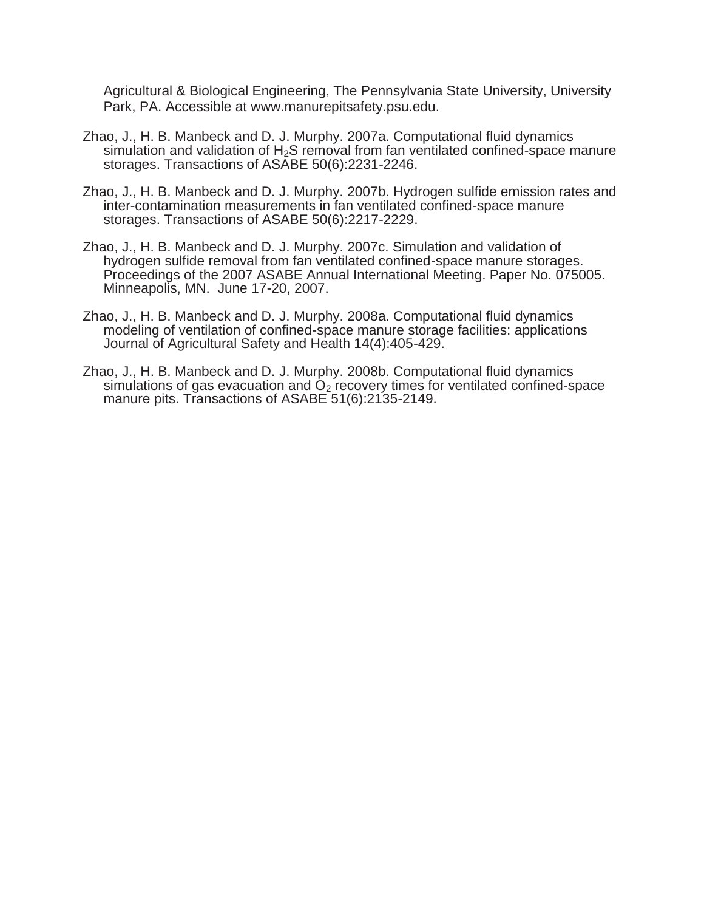Agricultural & Biological Engineering, The Pennsylvania State University, University Park, PA. Accessible at www.manurepitsafety.psu.edu.

Zhao, J., H. B. Manbeck and D. J. Murphy. 2007a. Computational fluid dynamics simulation and validation of $H_2S$ removal from fan ventilated confined-space manure storages. Transactions of ASABE 50(6):2231-2246.

Zhao, J., H. B. Manbeck and D. J. Murphy. 2007b. Hydrogen sulfide emission rates and inter-contamination measurements in fan ventilated confined-space manure storages. Transactions of ASABE 50(6):2217-2229.

Zhao, J., H. B. Manbeck and D. J. Murphy. 2007c. Simulation and validation of hydrogen sulfide removal from fan ventilated confined-space manure storages. Proceedings of the 2007 ASABE Annual International Meeting. Paper No. 075005. Minneapolis, MN. June 17-20, 2007.

Zhao, J., H. B. Manbeck and D. J. Murphy. 2008a. Computational fluid dynamics modeling of ventilation of confined-space manure storage facilities: applications Journal of Agricultural Safety and Health 14(4):405-429.

Zhao, J., H. B. Manbeck and D. J. Murphy. 2008b. Computational fluid dynamics simulations of gas evacuation and $O_2$ recovery times for ventilated confined-space manure pits. Transactions of ASABE 51(6):2135-2149.